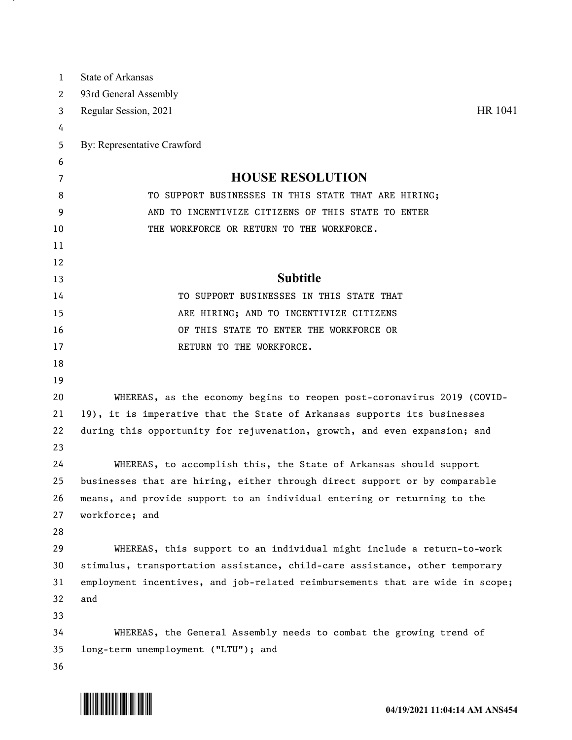State of Arkansas
93rd General Assembly
Regular Session, 2021 HR 1041

By: Representative Crawford

# HOUSE RESOLUTION

TO SUPPORT BUSINESSES IN THIS STATE THAT ARE HIRING; AND TO INCENTIVIZE CITIZENS OF THIS STATE TO ENTER THE WORKFORCE OR RETURN TO THE WORKFORCE.

## Subtitle

TO SUPPORT BUSINESSES IN THIS STATE THAT ARE HIRING; AND TO INCENTIVIZE CITIZENS OF THIS STATE TO ENTER THE WORKFORCE OR RETURN TO THE WORKFORCE.

WHEREAS, as the economy begins to reopen post-coronavirus 2019 (COVID-19), it is imperative that the State of Arkansas supports its businesses during this opportunity for rejuvenation, growth, and even expansion; and

WHEREAS, to accomplish this, the State of Arkansas should support businesses that are hiring, either through direct support or by comparable means, and provide support to an individual entering or returning to the workforce; and

WHEREAS, this support to an individual might include a return-to-work stimulus, transportation assistance, child-care assistance, other temporary employment incentives, and job-related reimbursements that are wide in scope; and

WHEREAS, the General Assembly needs to combat the growing trend of long-term unemployment ("LTU"); and

04/19/2021 11:04:14 AM ANS454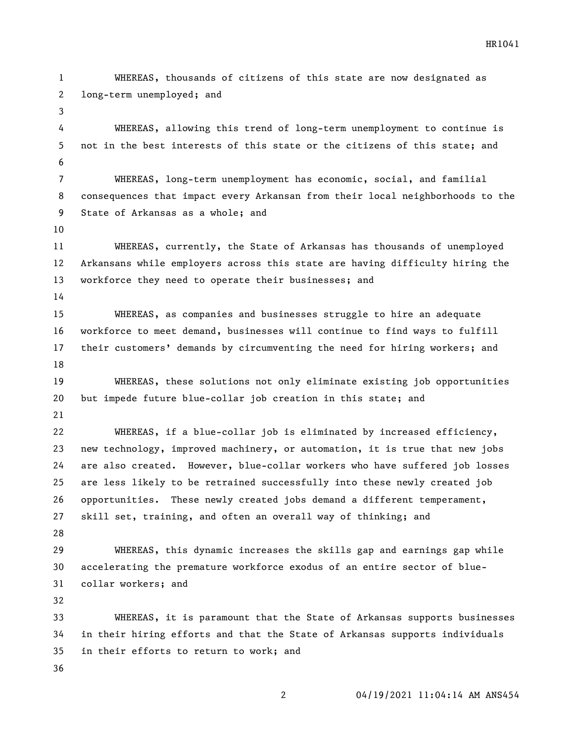WHEREAS, thousands of citizens of this state are now designated as long-term unemployed; and

WHEREAS, allowing this trend of long-term unemployment to continue is not in the best interests of this state or the citizens of this state; and

WHEREAS, long-term unemployment has economic, social, and familial consequences that impact every Arkansan from their local neighborhoods to the State of Arkansas as a whole; and

WHEREAS, currently, the State of Arkansas has thousands of unemployed Arkansans while employers across this state are having difficulty hiring the workforce they need to operate their businesses; and

WHEREAS, as companies and businesses struggle to hire an adequate workforce to meet demand, businesses will continue to find ways to fulfill their customers' demands by circumventing the need for hiring workers; and

WHEREAS, these solutions not only eliminate existing job opportunities but impede future blue-collar job creation in this state; and

WHEREAS, if a blue-collar job is eliminated by increased efficiency, new technology, improved machinery, or automation, it is true that new jobs are also created. However, blue-collar workers who have suffered job losses are less likely to be retrained successfully into these newly created job opportunities. These newly created jobs demand a different temperament, skill set, training, and often an overall way of thinking; and

WHEREAS, this dynamic increases the skills gap and earnings gap while accelerating the premature workforce exodus of an entire sector of blue-collar workers; and

WHEREAS, it is paramount that the State of Arkansas supports businesses in their hiring efforts and that the State of Arkansas supports individuals in their efforts to return to work; and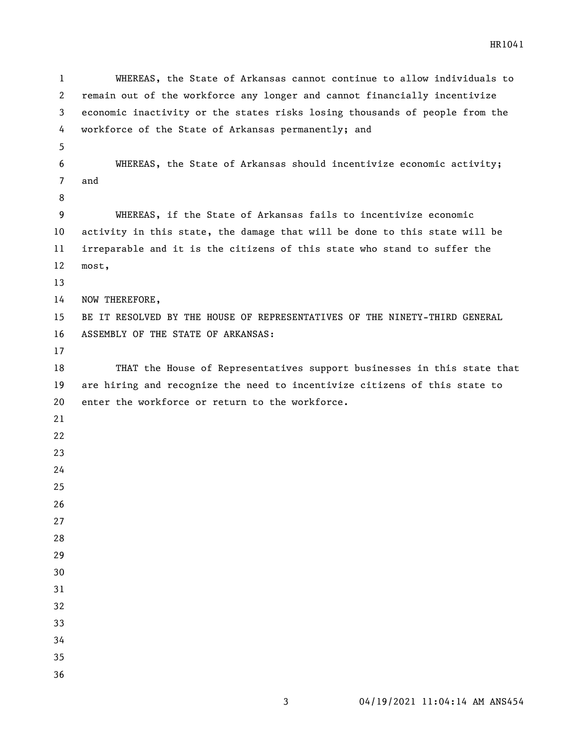WHEREAS, the State of Arkansas cannot continue to allow individuals to remain out of the workforce any longer and cannot financially incentivize economic inactivity or the states risks losing thousands of people from the workforce of the State of Arkansas permanently; and

WHEREAS, the State of Arkansas should incentivize economic activity; and

WHEREAS, if the State of Arkansas fails to incentivize economic activity in this state, the damage that will be done to this state will be irreparable and it is the citizens of this state who stand to suffer the most,

NOW THEREFORE,
BE IT RESOLVED BY THE HOUSE OF REPRESENTATIVES OF THE NINETY-THIRD GENERAL ASSEMBLY OF THE STATE OF ARKANSAS:

THAT the House of Representatives support businesses in this state that are hiring and recognize the need to incentivize citizens of this state to enter the workforce or return to the workforce.